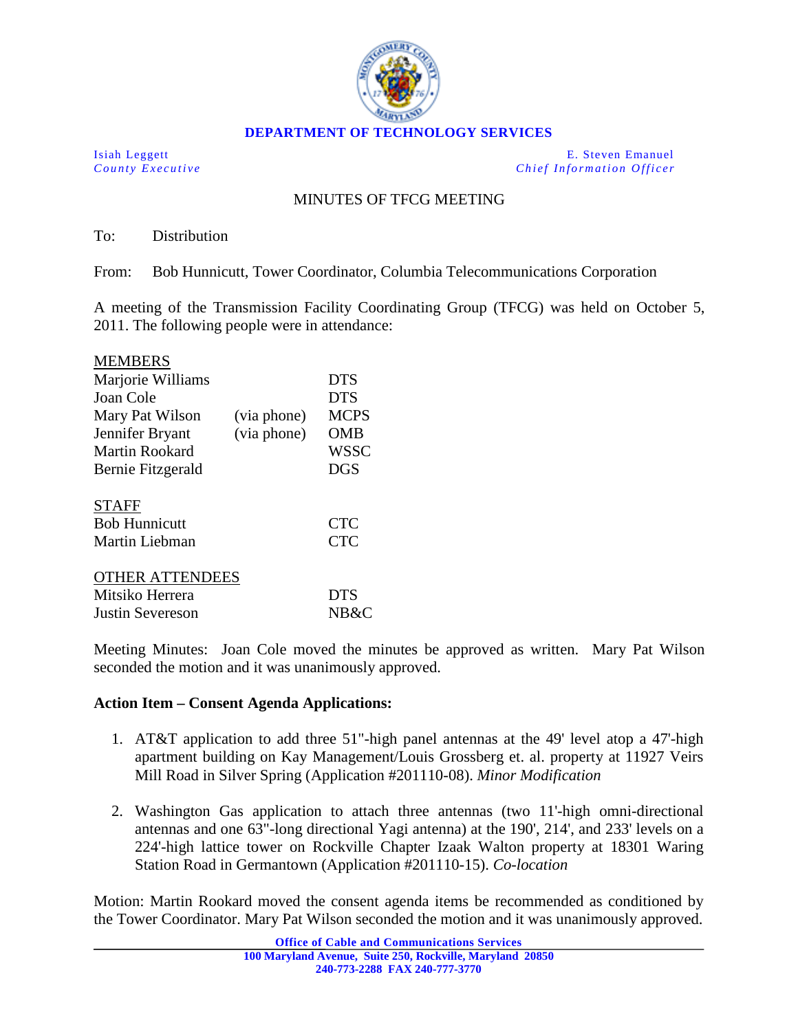**DEPARTMENT OF TECHNOLOGY SERVICES**

| | |
|---|---|
| Isiah Leggett<br>*County Executive* | E. Steven Emanuel<br>*Chief Information Officer* |

MINUTES OF TFCG MEETING

To: Distribution

From: Bob Hunnicutt, Tower Coordinator, Columbia Telecommunications Corporation

A meeting of the Transmission Facility Coordinating Group (TFCG) was held on October 5, 2011. The following people were in attendance:

MEMBERS

| | | |
|---|---|---|
| Marjorie Williams | | DTS |
| Joan Cole | | DTS |
| Mary Pat Wilson | (via phone) | MCPS |
| Jennifer Bryant | (via phone) | OMB |
| Martin Rookard | | WSSC |
| Bernie Fitzgerald | | DGS |

STAFF

| | |
|---|---|
| Bob Hunnicutt | CTC |
| Martin Liebman | CTC |

OTHER ATTENDEES

| | |
|---|---|
| Mitsiko Herrera | DTS |
| Justin Severeson | NB&C |

Meeting Minutes: Joan Cole moved the minutes be approved as written. Mary Pat Wilson seconded the motion and it was unanimously approved.

**Action Item – Consent Agenda Applications:**

1. AT&T application to add three 51"-high panel antennas at the 49' level atop a 47'-high apartment building on Kay Management/Louis Grossberg et. al. property at 11927 Veirs Mill Road in Silver Spring (Application #201110-08). *Minor Modification*

2. Washington Gas application to attach three antennas (two 11'-high omni-directional antennas and one 63"-long directional Yagi antenna) at the 190', 214', and 233' levels on a 224'-high lattice tower on Rockville Chapter Izaak Walton property at 18301 Waring Station Road in Germantown (Application #201110-15). *Co-location*

Motion: Martin Rookard moved the consent agenda items be recommended as conditioned by the Tower Coordinator. Mary Pat Wilson seconded the motion and it was unanimously approved.

**Office of Cable and Communications Services**
**100 Maryland Avenue, Suite 250, Rockville, Maryland 20850**
**240-773-2288 FAX 240-777-3770**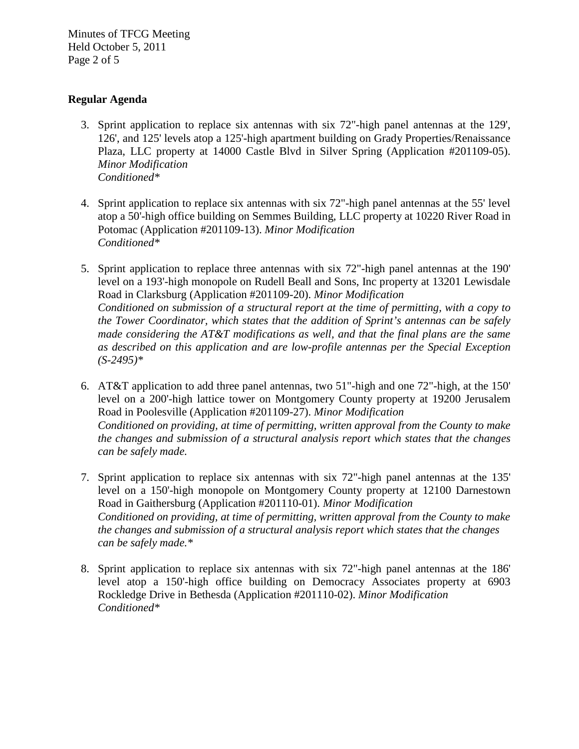## Regular Agenda

3. Sprint application to replace six antennas with six 72"-high panel antennas at the 129', 126', and 125' levels atop a 125'-high apartment building on Grady Properties/Renaissance Plaza, LLC property at 14000 Castle Blvd in Silver Spring (Application #201109-05). *Minor Modification*
   *Conditioned**

4. Sprint application to replace six antennas with six 72"-high panel antennas at the 55' level atop a 50'-high office building on Semmes Building, LLC property at 10220 River Road in Potomac (Application #201109-13). *Minor Modification*
   *Conditioned**

5. Sprint application to replace three antennas with six 72"-high panel antennas at the 190' level on a 193'-high monopole on Rudell Beall and Sons, Inc property at 13201 Lewisdale Road in Clarksburg (Application #201109-20). *Minor Modification*
   *Conditioned on submission of a structural report at the time of permitting, with a copy to the Tower Coordinator, which states that the addition of Sprint's antennas can be safely made considering the AT&T modifications as well, and that the final plans are the same as described on this application and are low-profile antennas per the Special Exception (S-2495)**

6. AT&T application to add three panel antennas, two 51"-high and one 72"-high, at the 150' level on a 200'-high lattice tower on Montgomery County property at 19200 Jerusalem Road in Poolesville (Application #201109-27). *Minor Modification*
   *Conditioned on providing, at time of permitting, written approval from the County to make the changes and submission of a structural analysis report which states that the changes can be safely made.*

7. Sprint application to replace six antennas with six 72"-high panel antennas at the 135' level on a 150'-high monopole on Montgomery County property at 12100 Darnestown Road in Gaithersburg (Application #201110-01). *Minor Modification*
   *Conditioned on providing, at time of permitting, written approval from the County to make the changes and submission of a structural analysis report which states that the changes can be safely made.**

8. Sprint application to replace six antennas with six 72"-high panel antennas at the 186' level atop a 150'-high office building on Democracy Associates property at 6903 Rockledge Drive in Bethesda (Application #201110-02). *Minor Modification*
   *Conditioned**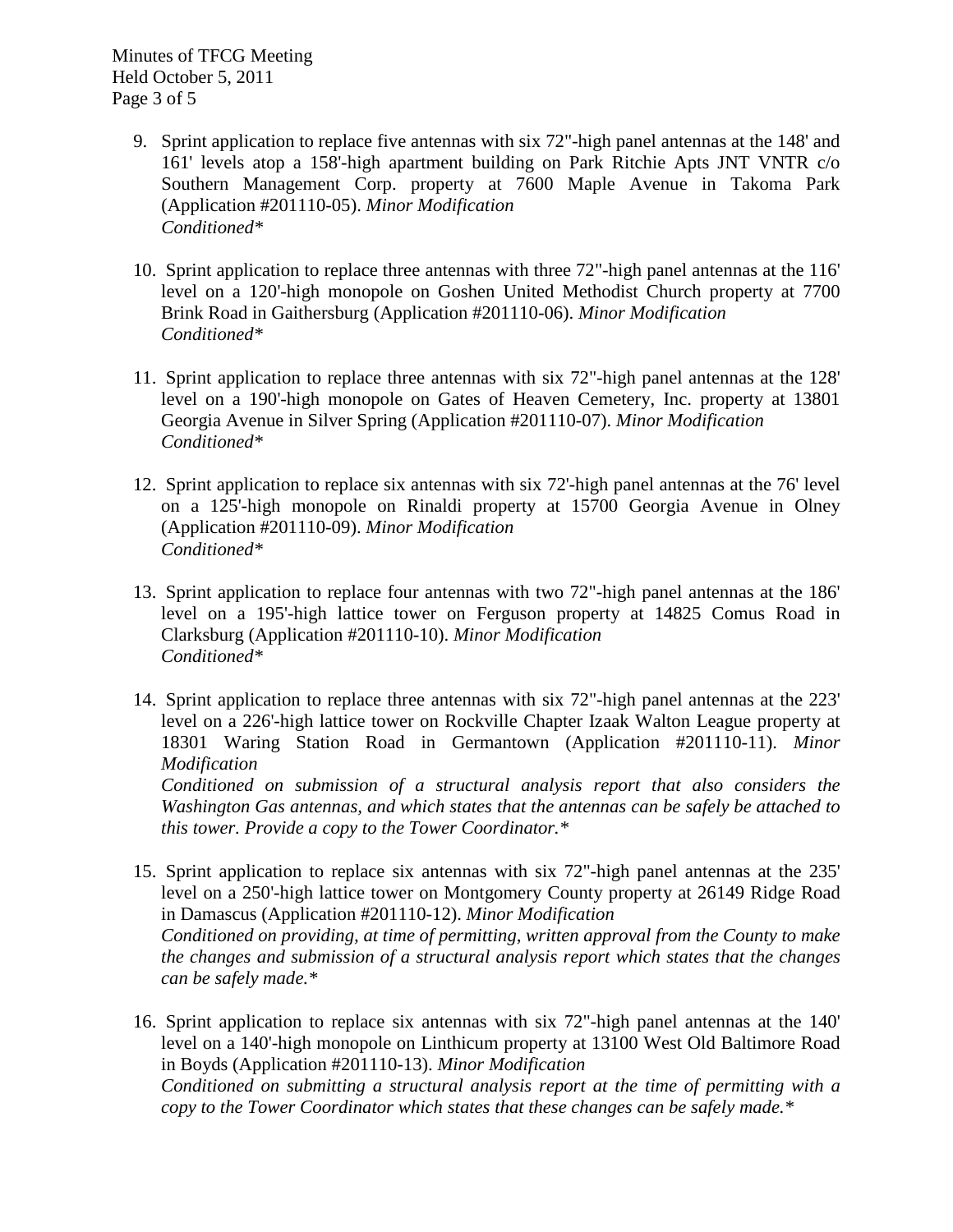9. Sprint application to replace five antennas with six 72"-high panel antennas at the 148' and 161' levels atop a 158'-high apartment building on Park Ritchie Apts JNT VNTR c/o Southern Management Corp. property at 7600 Maple Avenue in Takoma Park (Application #201110-05). *Minor Modification*
   *Conditioned**

10. Sprint application to replace three antennas with three 72"-high panel antennas at the 116' level on a 120'-high monopole on Goshen United Methodist Church property at 7700 Brink Road in Gaithersburg (Application #201110-06). *Minor Modification*
    *Conditioned**

11. Sprint application to replace three antennas with six 72"-high panel antennas at the 128' level on a 190'-high monopole on Gates of Heaven Cemetery, Inc. property at 13801 Georgia Avenue in Silver Spring (Application #201110-07). *Minor Modification*
    *Conditioned**

12. Sprint application to replace six antennas with six 72'-high panel antennas at the 76' level on a 125'-high monopole on Rinaldi property at 15700 Georgia Avenue in Olney (Application #201110-09). *Minor Modification*
    *Conditioned**

13. Sprint application to replace four antennas with two 72"-high panel antennas at the 186' level on a 195'-high lattice tower on Ferguson property at 14825 Comus Road in Clarksburg (Application #201110-10). *Minor Modification*
    *Conditioned**

14. Sprint application to replace three antennas with six 72"-high panel antennas at the 223' level on a 226'-high lattice tower on Rockville Chapter Izaak Walton League property at 18301 Waring Station Road in Germantown (Application #201110-11). *Minor Modification*
    *Conditioned on submission of a structural analysis report that also considers the Washington Gas antennas, and which states that the antennas can be safely be attached to this tower. Provide a copy to the Tower Coordinator.**

15. Sprint application to replace six antennas with six 72"-high panel antennas at the 235' level on a 250'-high lattice tower on Montgomery County property at 26149 Ridge Road in Damascus (Application #201110-12). *Minor Modification*
    *Conditioned on providing, at time of permitting, written approval from the County to make the changes and submission of a structural analysis report which states that the changes can be safely made.**

16. Sprint application to replace six antennas with six 72"-high panel antennas at the 140' level on a 140'-high monopole on Linthicum property at 13100 West Old Baltimore Road in Boyds (Application #201110-13). *Minor Modification*
    *Conditioned on submitting a structural analysis report at the time of permitting with a copy to the Tower Coordinator which states that these changes can be safely made.**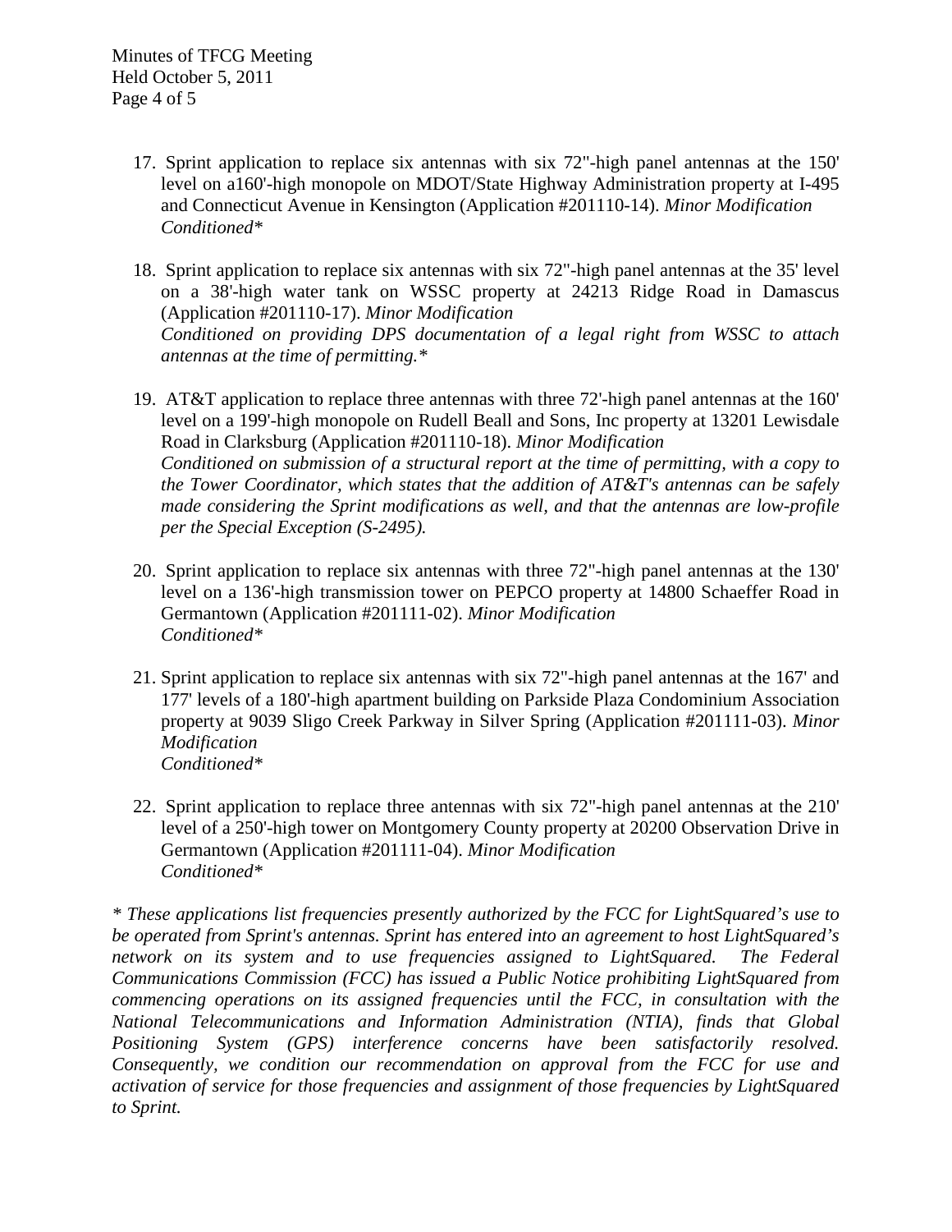17. Sprint application to replace six antennas with six 72"-high panel antennas at the 150' level on a160'-high monopole on MDOT/State Highway Administration property at I-495 and Connecticut Avenue in Kensington (Application #201110-14). *Minor Modification Conditioned**

18. Sprint application to replace six antennas with six 72"-high panel antennas at the 35' level on a 38'-high water tank on WSSC property at 24213 Ridge Road in Damascus (Application #201110-17). *Minor Modification*
*Conditioned on providing DPS documentation of a legal right from WSSC to attach antennas at the time of permitting.**

19. AT&T application to replace three antennas with three 72'-high panel antennas at the 160' level on a 199'-high monopole on Rudell Beall and Sons, Inc property at 13201 Lewisdale Road in Clarksburg (Application #201110-18). *Minor Modification*
*Conditioned on submission of a structural report at the time of permitting, with a copy to the Tower Coordinator, which states that the addition of AT&T's antennas can be safely made considering the Sprint modifications as well, and that the antennas are low-profile per the Special Exception (S-2495).*

20. Sprint application to replace six antennas with three 72"-high panel antennas at the 130' level on a 136'-high transmission tower on PEPCO property at 14800 Schaeffer Road in Germantown (Application #201111-02). *Minor Modification*
*Conditioned**

21. Sprint application to replace six antennas with six 72"-high panel antennas at the 167' and 177' levels of a 180'-high apartment building on Parkside Plaza Condominium Association property at 9039 Sligo Creek Parkway in Silver Spring (Application #201111-03). *Minor Modification*
*Conditioned**

22. Sprint application to replace three antennas with six 72"-high panel antennas at the 210' level of a 250'-high tower on Montgomery County property at 20200 Observation Drive in Germantown (Application #201111-04). *Minor Modification*
*Conditioned**

** These applications list frequencies presently authorized by the FCC for LightSquared's use to be operated from Sprint's antennas. Sprint has entered into an agreement to host LightSquared's network on its system and to use frequencies assigned to LightSquared. The Federal Communications Commission (FCC) has issued a Public Notice prohibiting LightSquared from commencing operations on its assigned frequencies until the FCC, in consultation with the National Telecommunications and Information Administration (NTIA), finds that Global Positioning System (GPS) interference concerns have been satisfactorily resolved. Consequently, we condition our recommendation on approval from the FCC for use and activation of service for those frequencies and assignment of those frequencies by LightSquared to Sprint.*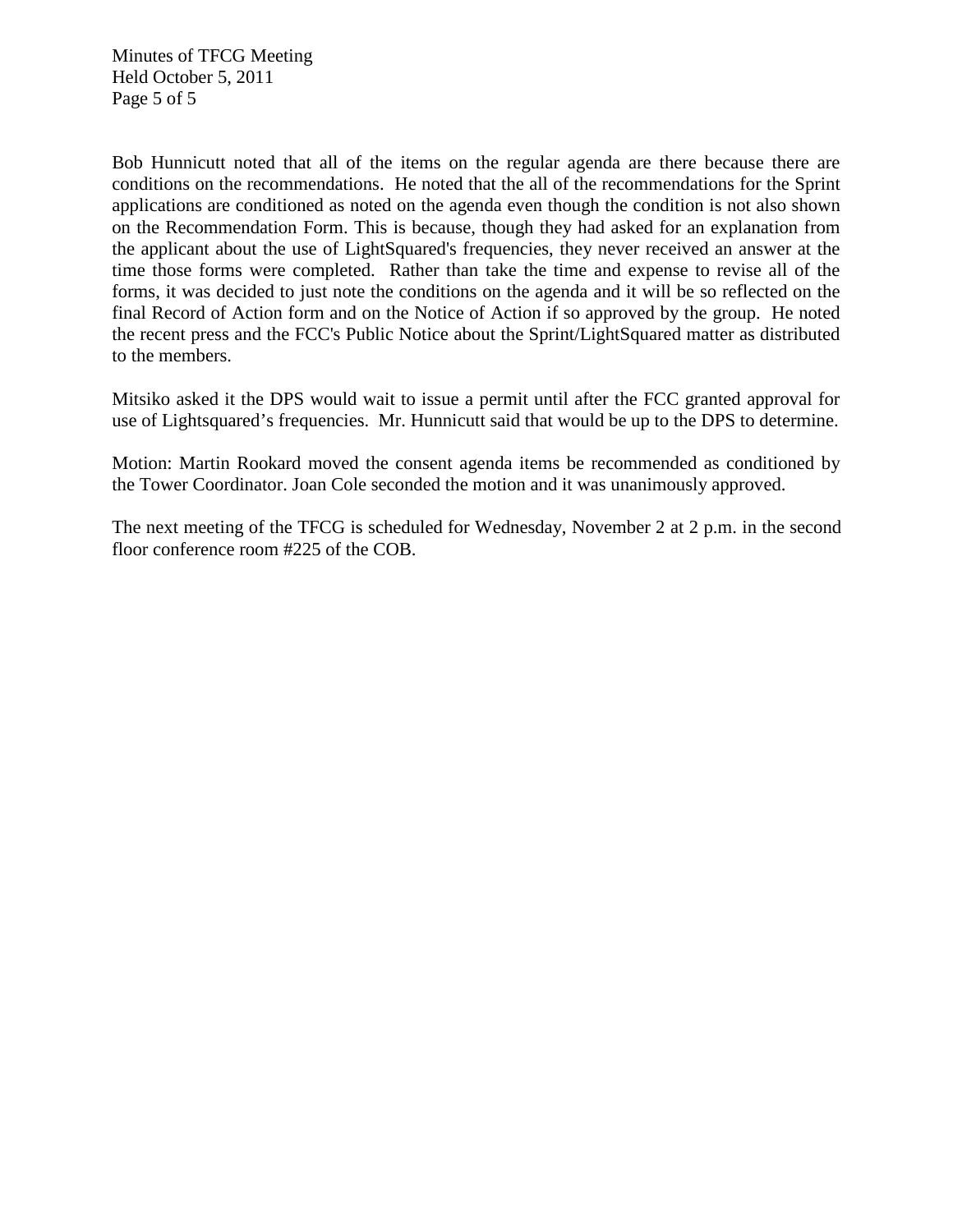Bob Hunnicutt noted that all of the items on the regular agenda are there because there are conditions on the recommendations. He noted that the all of the recommendations for the Sprint applications are conditioned as noted on the agenda even though the condition is not also shown on the Recommendation Form. This is because, though they had asked for an explanation from the applicant about the use of LightSquared's frequencies, they never received an answer at the time those forms were completed. Rather than take the time and expense to revise all of the forms, it was decided to just note the conditions on the agenda and it will be so reflected on the final Record of Action form and on the Notice of Action if so approved by the group. He noted the recent press and the FCC's Public Notice about the Sprint/LightSquared matter as distributed to the members.

Mitsiko asked it the DPS would wait to issue a permit until after the FCC granted approval for use of Lightsquared's frequencies. Mr. Hunnicutt said that would be up to the DPS to determine.

Motion: Martin Rookard moved the consent agenda items be recommended as conditioned by the Tower Coordinator. Joan Cole seconded the motion and it was unanimously approved.

The next meeting of the TFCG is scheduled for Wednesday, November 2 at 2 p.m. in the second floor conference room #225 of the COB.